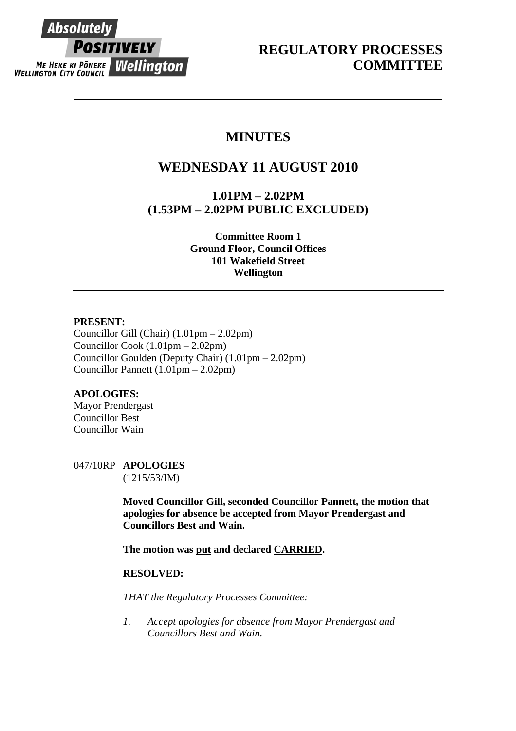Absolutely **POSITIVELY** Wellington
ME HEKE KI PŌNEKE
WELLINGTON CITY COUNCIL

# REGULATORY PROCESSES COMMITTEE

## MINUTES

## WEDNESDAY 11 AUGUST 2010

### 1.01PM – 2.02PM
### (1.53PM – 2.02PM PUBLIC EXCLUDED)

**Committee Room 1**
**Ground Floor, Council Offices**
**101 Wakefield Street**
**Wellington**

---

**PRESENT:**
Councillor Gill (Chair) (1.01pm – 2.02pm)
Councillor Cook (1.01pm – 2.02pm)
Councillor Goulden (Deputy Chair) (1.01pm – 2.02pm)
Councillor Pannett (1.01pm – 2.02pm)

**APOLOGIES:**
Mayor Prendergast
Councillor Best
Councillor Wain

047/10RP **APOLOGIES**
(1215/53/IM)

**Moved Councillor Gill, seconded Councillor Pannett, the motion that apologies for absence be accepted from Mayor Prendergast and Councillors Best and Wain.**

**The motion was put and declared CARRIED.**

**RESOLVED:**

*THAT the Regulatory Processes Committee:*

*1. Accept apologies for absence from Mayor Prendergast and Councillors Best and Wain.*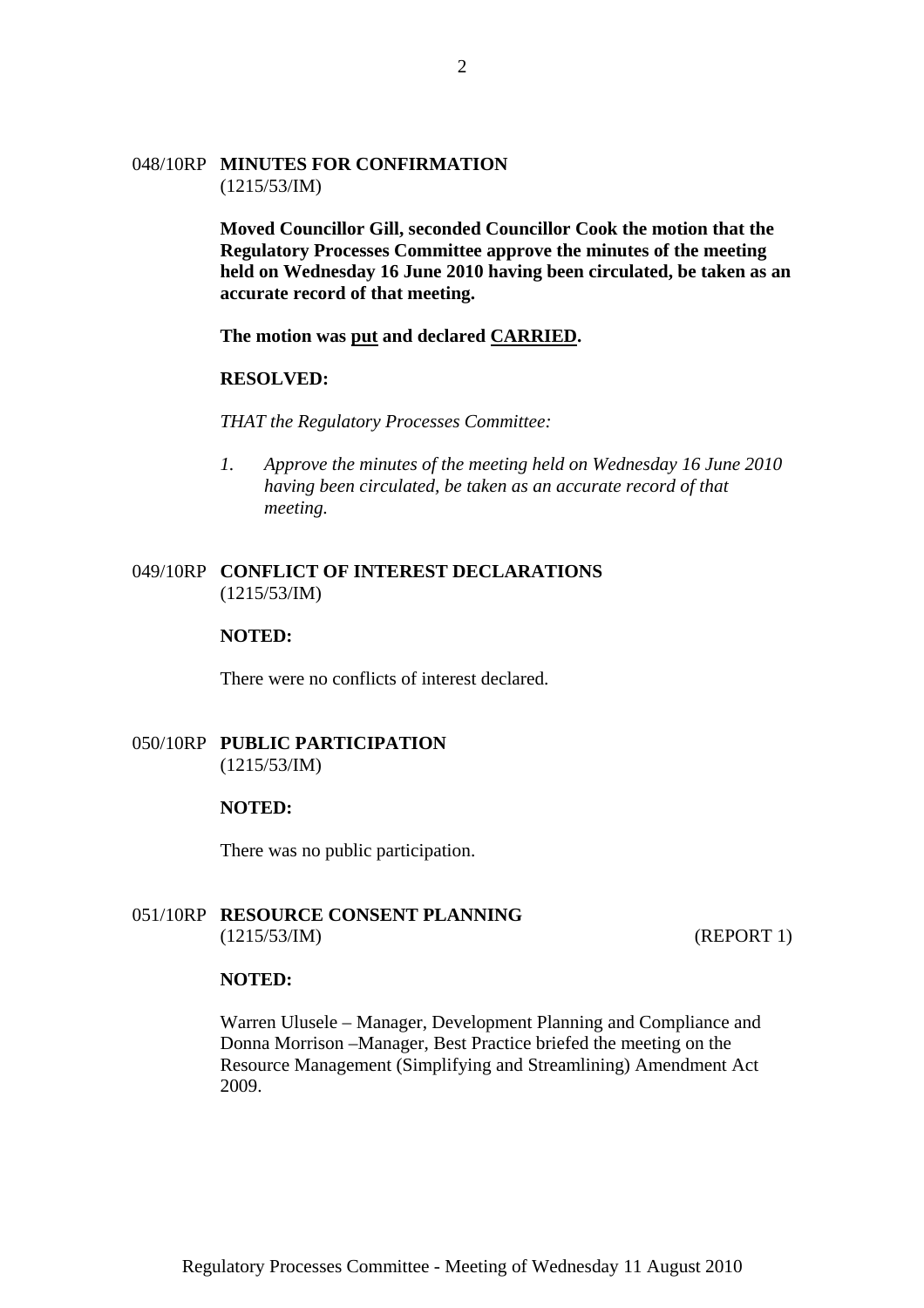048/10RP **MINUTES FOR CONFIRMATION**
(1215/53/IM)

**Moved Councillor Gill, seconded Councillor Cook the motion that the Regulatory Processes Committee approve the minutes of the meeting held on Wednesday 16 June 2010 having been circulated, be taken as an accurate record of that meeting.**

**The motion was put and declared CARRIED.**

**RESOLVED:**

*THAT the Regulatory Processes Committee:*

1. *Approve the minutes of the meeting held on Wednesday 16 June 2010 having been circulated, be taken as an accurate record of that meeting.*

049/10RP **CONFLICT OF INTEREST DECLARATIONS**
(1215/53/IM)

**NOTED:**

There were no conflicts of interest declared.

050/10RP **PUBLIC PARTICIPATION**
(1215/53/IM)

**NOTED:**

There was no public participation.

051/10RP **RESOURCE CONSENT PLANNING**
(1215/53/IM) (REPORT 1)

**NOTED:**

Warren Ulusele – Manager, Development Planning and Compliance and Donna Morrison –Manager, Best Practice briefed the meeting on the Resource Management (Simplifying and Streamlining) Amendment Act 2009.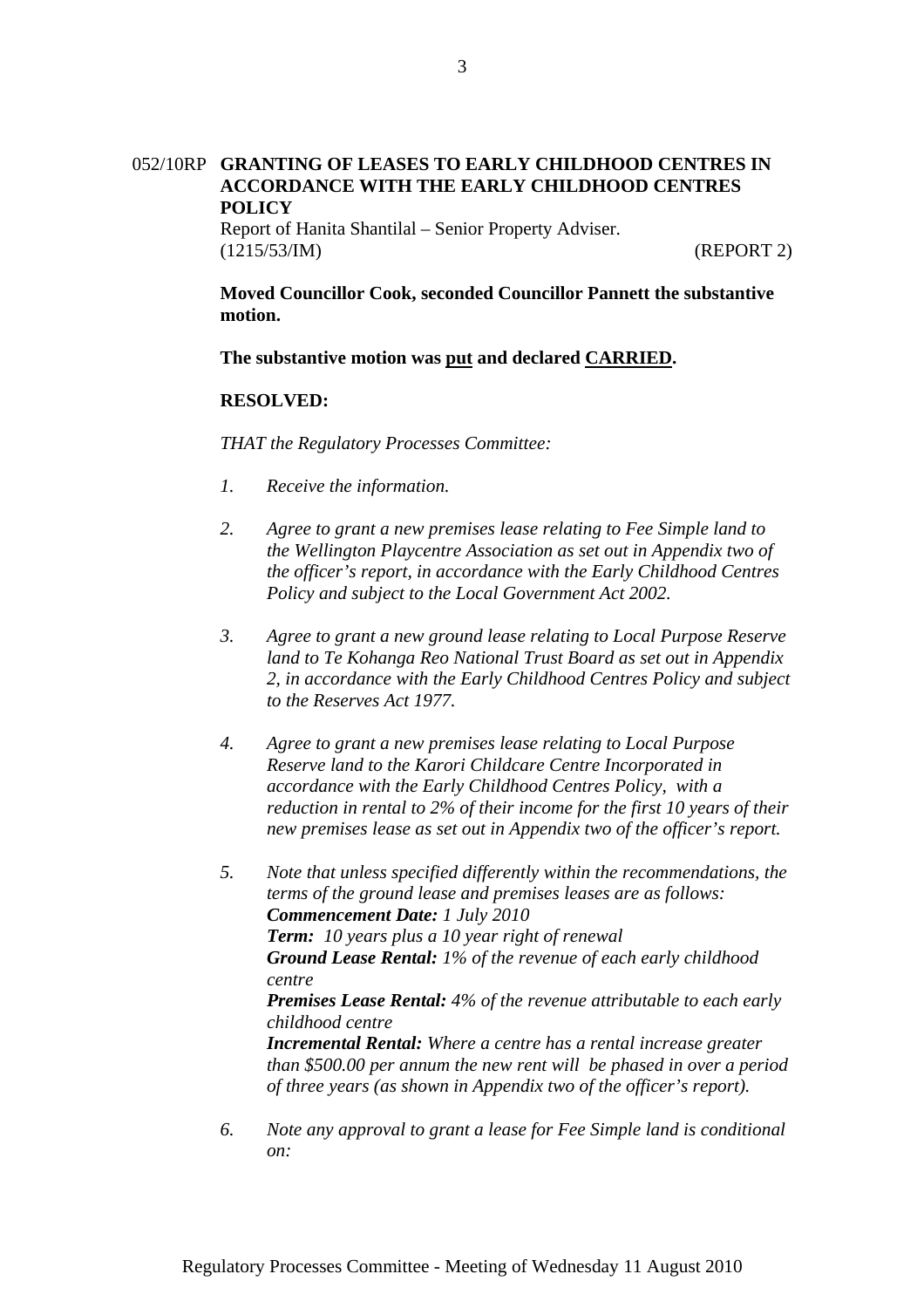052/10RP **GRANTING OF LEASES TO EARLY CHILDHOOD CENTRES IN ACCORDANCE WITH THE EARLY CHILDHOOD CENTRES POLICY**
Report of Hanita Shantilal – Senior Property Adviser.
(1215/53/IM) (REPORT 2)

**Moved Councillor Cook, seconded Councillor Pannett the substantive motion.**

**The substantive motion was put and declared CARRIED.**

**RESOLVED:**

*THAT the Regulatory Processes Committee:*

1. *Receive the information.*

2. *Agree to grant a new premises lease relating to Fee Simple land to the Wellington Playcentre Association as set out in Appendix two of the officer's report, in accordance with the Early Childhood Centres Policy and subject to the Local Government Act 2002.*

3. *Agree to grant a new ground lease relating to Local Purpose Reserve land to Te Kohanga Reo National Trust Board as set out in Appendix 2, in accordance with the Early Childhood Centres Policy and subject to the Reserves Act 1977.*

4. *Agree to grant a new premises lease relating to Local Purpose Reserve land to the Karori Childcare Centre Incorporated in accordance with the Early Childhood Centres Policy, with a reduction in rental to 2% of their income for the first 10 years of their new premises lease as set out in Appendix two of the officer's report.*

5. *Note that unless specified differently within the recommendations, the terms of the ground lease and premises leases are as follows:*
   ***Commencement Date:*** *1 July 2010*
   ***Term:*** *10 years plus a 10 year right of renewal*
   ***Ground Lease Rental:*** *1% of the revenue of each early childhood centre*
   ***Premises Lease Rental:*** *4% of the revenue attributable to each early childhood centre*
   ***Incremental Rental:*** *Where a centre has a rental increase greater than $500.00 per annum the new rent will be phased in over a period of three years (as shown in Appendix two of the officer's report).*

6. *Note any approval to grant a lease for Fee Simple land is conditional on:*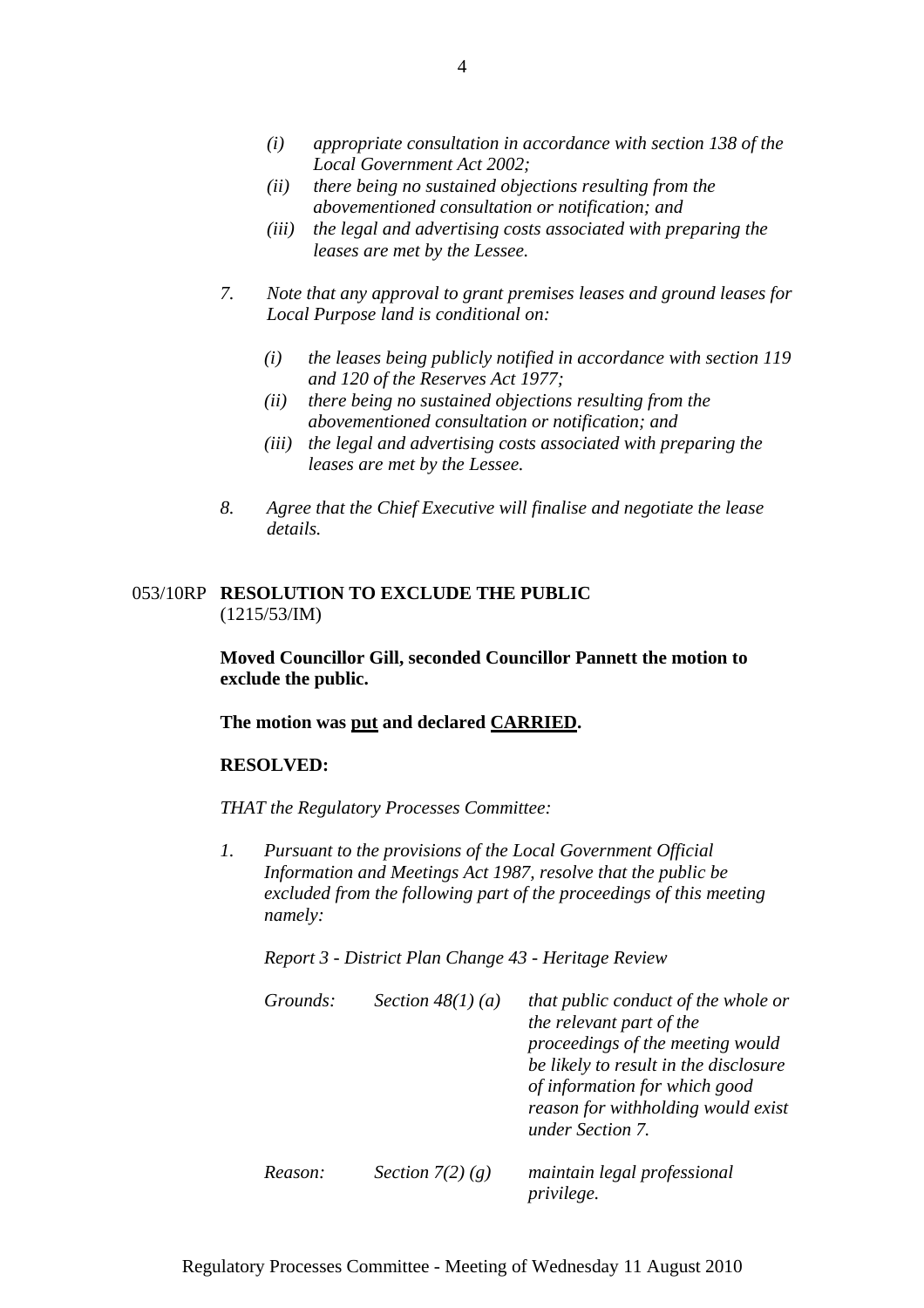*(i) appropriate consultation in accordance with section 138 of the Local Government Act 2002;*

*(ii) there being no sustained objections resulting from the abovementioned consultation or notification; and*

*(iii) the legal and advertising costs associated with preparing the leases are met by the Lessee.*

*7. Note that any approval to grant premises leases and ground leases for Local Purpose land is conditional on:*

*(i) the leases being publicly notified in accordance with section 119 and 120 of the Reserves Act 1977;*

*(ii) there being no sustained objections resulting from the abovementioned consultation or notification; and*

*(iii) the legal and advertising costs associated with preparing the leases are met by the Lessee.*

*8. Agree that the Chief Executive will finalise and negotiate the lease details.*

053/10RP **RESOLUTION TO EXCLUDE THE PUBLIC**
(1215/53/IM)

**Moved Councillor Gill, seconded Councillor Pannett the motion to exclude the public.**

**The motion was <u>put</u> and declared <u>CARRIED</u>.**

**RESOLVED:**

*THAT the Regulatory Processes Committee:*

*1. Pursuant to the provisions of the Local Government Official Information and Meetings Act 1987, resolve that the public be excluded from the following part of the proceedings of this meeting namely:*

*Report 3 - District Plan Change 43 - Heritage Review*

| | | |
|---|---|---|
| *Grounds:* | *Section 48(1) (a)* | *that public conduct of the whole or the relevant part of the proceedings of the meeting would be likely to result in the disclosure of information for which good reason for withholding would exist under Section 7.* |
| *Reason:* | *Section 7(2) (g)* | *maintain legal professional privilege.* |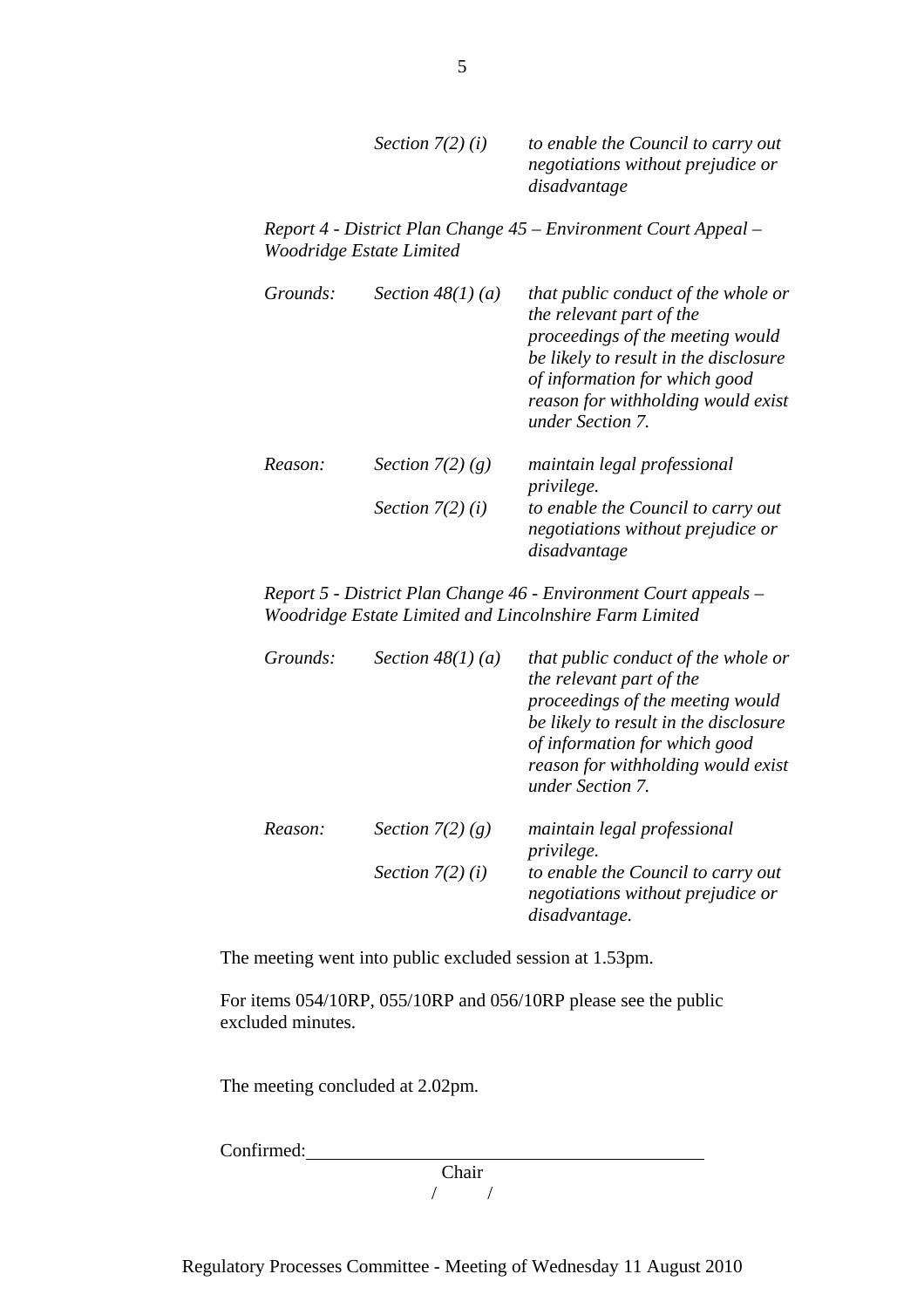| | | |
|---|---|---|
| | *Section 7(2) (i)* | *to enable the Council to carry out negotiations without prejudice or disadvantage* |

*Report 4 - District Plan Change 45 – Environment Court Appeal – Woodridge Estate Limited*

| | | |
|---|---|---|
| *Grounds:* | *Section 48(1) (a)* | *that public conduct of the whole or the relevant part of the proceedings of the meeting would be likely to result in the disclosure of information for which good reason for withholding would exist under Section 7.* |
| *Reason:* | *Section 7(2) (g)* | *maintain legal professional privilege.* |
| | *Section 7(2) (i)* | *to enable the Council to carry out negotiations without prejudice or disadvantage* |

*Report 5 - District Plan Change 46 - Environment Court appeals – Woodridge Estate Limited and Lincolnshire Farm Limited*

| | | |
|---|---|---|
| *Grounds:* | *Section 48(1) (a)* | *that public conduct of the whole or the relevant part of the proceedings of the meeting would be likely to result in the disclosure of information for which good reason for withholding would exist under Section 7.* |
| *Reason:* | *Section 7(2) (g)* | *maintain legal professional privilege.* |
| | *Section 7(2) (i)* | *to enable the Council to carry out negotiations without prejudice or disadvantage.* |

The meeting went into public excluded session at 1.53pm.

For items 054/10RP, 055/10RP and 056/10RP please see the public excluded minutes.

The meeting concluded at 2.02pm.

Confirmed: ____________________________________________

Chair

/ /